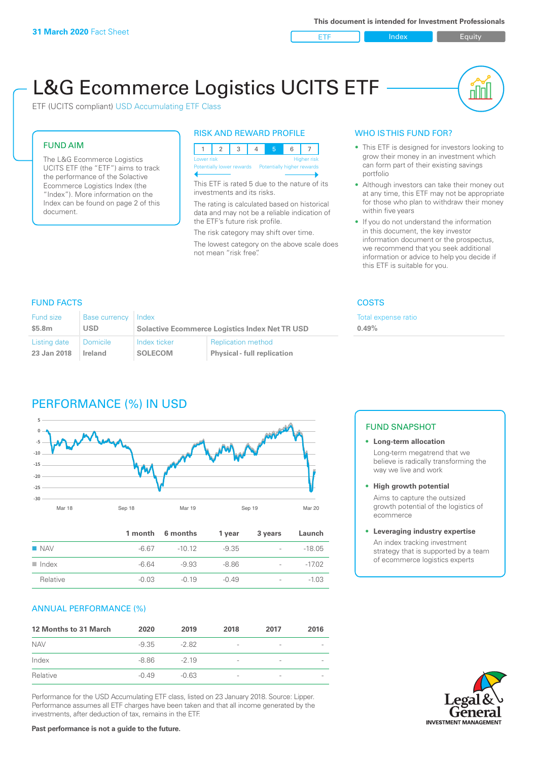**31 March 2020** Fact Sheet

**This document is intended for Investment Professionals**

ETF | Index | Equity

# L&G Ecommerce Logistics UCITS ETF

ETF (UCITS compliant) USD Accumulating ETF Class

## FUND AIM

The L&G Ecommerce Logistics UCITS ETF (the "ETF") aims to track the performance of the Solactive Ecommerce Logistics Index (the "Index"). More information on the Index can be found on page 2 of this document.

## RISK AND REWARD PROFILE

| 1 | 2 | 3 | 4 | **5** | 6 | 7 |
|---|---|---|---|---|---|---|

Lower risk — Higher risk
Potentially lower rewards — Potentially higher rewards

This ETF is rated 5 due to the nature of its investments and its risks.

The rating is calculated based on historical data and may not be a reliable indication of the ETF's future risk profile.

The risk category may shift over time.

The lowest category on the above scale does not mean "risk free".

## WHO IS THIS FUND FOR?

- This ETF is designed for investors looking to grow their money in an investment which can form part of their existing savings portfolio
- Although investors can take their money out at any time, this ETF may not be appropriate for those who plan to withdraw their money within five years
- If you do not understand the information in this document, the key investor information document or the prospectus, we recommend that you seek additional information or advice to help you decide if this ETF is suitable for you.

## FUND FACTS

| Fund size | Base currency | Index | |
|---|---|---|---|
| **$5.8m** | **USD** | **Solactive Ecommerce Logistics Index Net TR USD** | |
| **Listing date** | **Domicile** | **Index ticker** | **Replication method** |
| **23 Jan 2018** | **Ireland** | **SOLECOM** | **Physical - full replication** |

## COSTS

Total expense ratio
**0.49%**

## PERFORMANCE (%) IN USD

| | 1 month | 6 months | 1 year | 3 years | Launch |
|---|---|---|---|---|---|
| NAV | -6.67 | -10.12 | -9.35 | - | -18.05 |
| Index | -6.64 | -9.93 | -8.86 | - | -17.02 |
| Relative | -0.03 | -0.19 | -0.49 | - | -1.03 |

## ANNUAL PERFORMANCE (%)

| 12 Months to 31 March | 2020 | 2019 | 2018 | 2017 | 2016 |
|---|---|---|---|---|---|
| NAV | -9.35 | -2.82 | - | - | - |
| Index | -8.86 | -2.19 | - | - | - |
| Relative | -0.49 | -0.63 | - | - | - |

Performance for the USD Accumulating ETF class, listed on 23 January 2018. Source: Lipper. Performance assumes all ETF charges have been taken and that all income generated by the investments, after deduction of tax, remains in the ETF.

**Past performance is not a guide to the future.**

## FUND SNAPSHOT

- **Long-term allocation**
  Long-term megatrend that we believe is radically transforming the way we live and work
- **High growth potential**
  Aims to capture the outsized growth potential of the logistics of ecommerce
- **Leveraging industry expertise**
  An index tracking investment strategy that is supported by a team of ecommerce logistics experts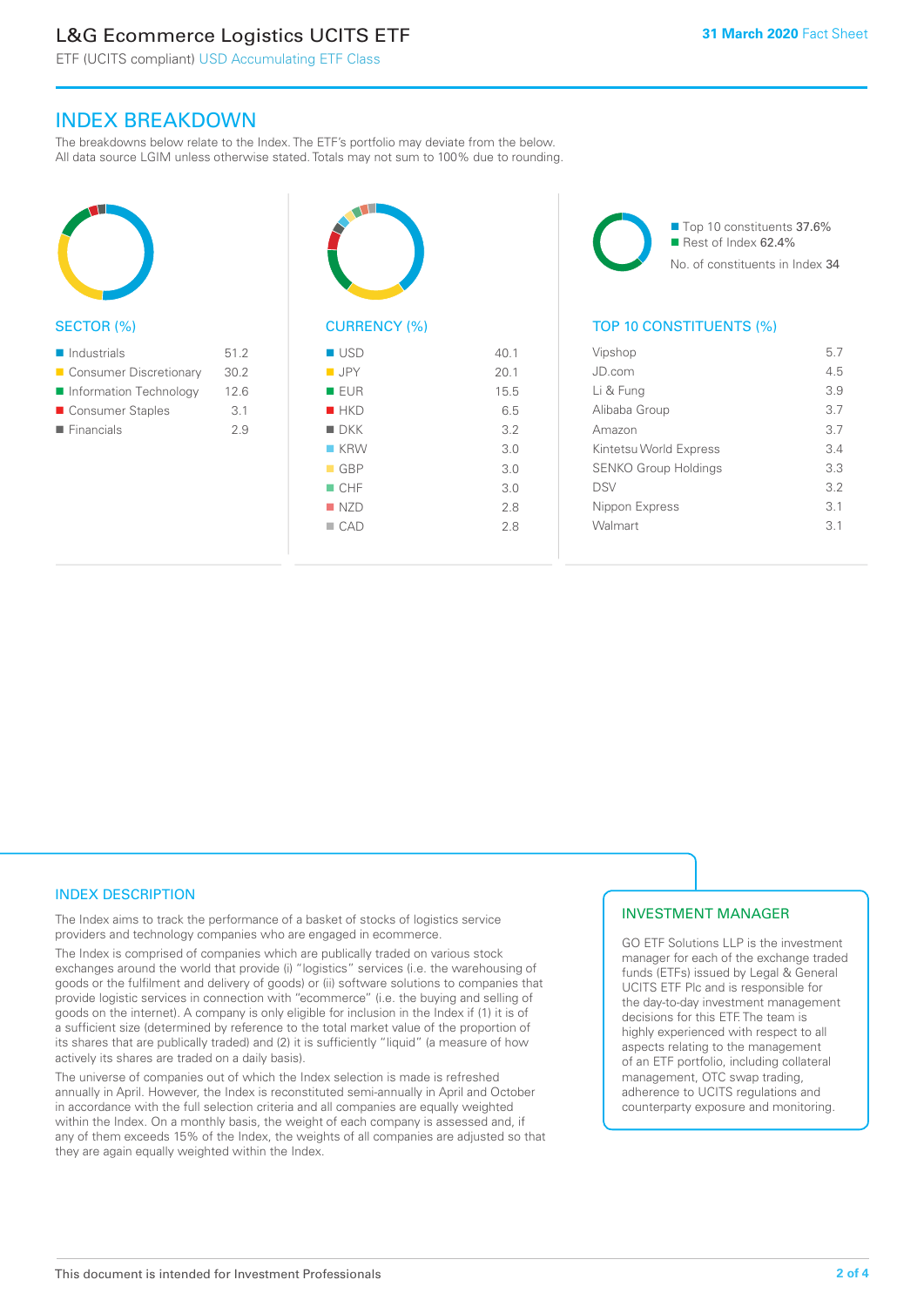## INDEX BREAKDOWN

The breakdowns below relate to the Index. The ETF's portfolio may deviate from the below. All data source LGIM unless otherwise stated. Totals may not sum to 100% due to rounding.

### SECTOR (%)

| Sector | % |
|---|---|
| Industrials | 51.2 |
| Consumer Discretionary | 30.2 |
| Information Technology | 12.6 |
| Consumer Staples | 3.1 |
| Financials | 2.9 |

### CURRENCY (%)

| Currency | % |
|---|---|
| USD | 40.1 |
| JPY | 20.1 |
| EUR | 15.5 |
| HKD | 6.5 |
| DKK | 3.2 |
| KRW | 3.0 |
| GBP | 3.0 |
| CHF | 3.0 |
| NZD | 2.8 |
| CAD | 2.8 |

- Top 10 constituents 37.6%
- Rest of Index 62.4%

No. of constituents in Index 34

### TOP 10 CONSTITUENTS (%)

| Constituent | % |
|---|---|
| Vipshop | 5.7 |
| JD.com | 4.5 |
| Li & Fung | 3.9 |
| Alibaba Group | 3.7 |
| Amazon | 3.7 |
| Kintetsu World Express | 3.4 |
| SENKO Group Holdings | 3.3 |
| DSV | 3.2 |
| Nippon Express | 3.1 |
| Walmart | 3.1 |

## INDEX DESCRIPTION

The Index aims to track the performance of a basket of stocks of logistics service providers and technology companies who are engaged in ecommerce.

The Index is comprised of companies which are publically traded on various stock exchanges around the world that provide (i) "logistics" services (i.e. the warehousing of goods or the fulfilment and delivery of goods) or (ii) software solutions to companies that provide logistic services in connection with "ecommerce" (i.e. the buying and selling of goods on the internet). A company is only eligible for inclusion in the Index if (1) it is of a sufficient size (determined by reference to the total market value of the proportion of its shares that are publically traded) and (2) it is sufficiently "liquid" (a measure of how actively its shares are traded on a daily basis).

The universe of companies out of which the Index selection is made is refreshed annually in April. However, the Index is reconstituted semi-annually in April and October in accordance with the full selection criteria and all companies are equally weighted within the Index. On a monthly basis, the weight of each company is assessed and, if any of them exceeds 15% of the Index, the weights of all companies are adjusted so that they are again equally weighted within the Index.

## INVESTMENT MANAGER

GO ETF Solutions LLP is the investment manager for each of the exchange traded funds (ETFs) issued by Legal & General UCITS ETF Plc and is responsible for the day-to-day investment management decisions for this ETF. The team is highly experienced with respect to all aspects relating to the management of an ETF portfolio, including collateral management, OTC swap trading, adherence to UCITS regulations and counterparty exposure and monitoring.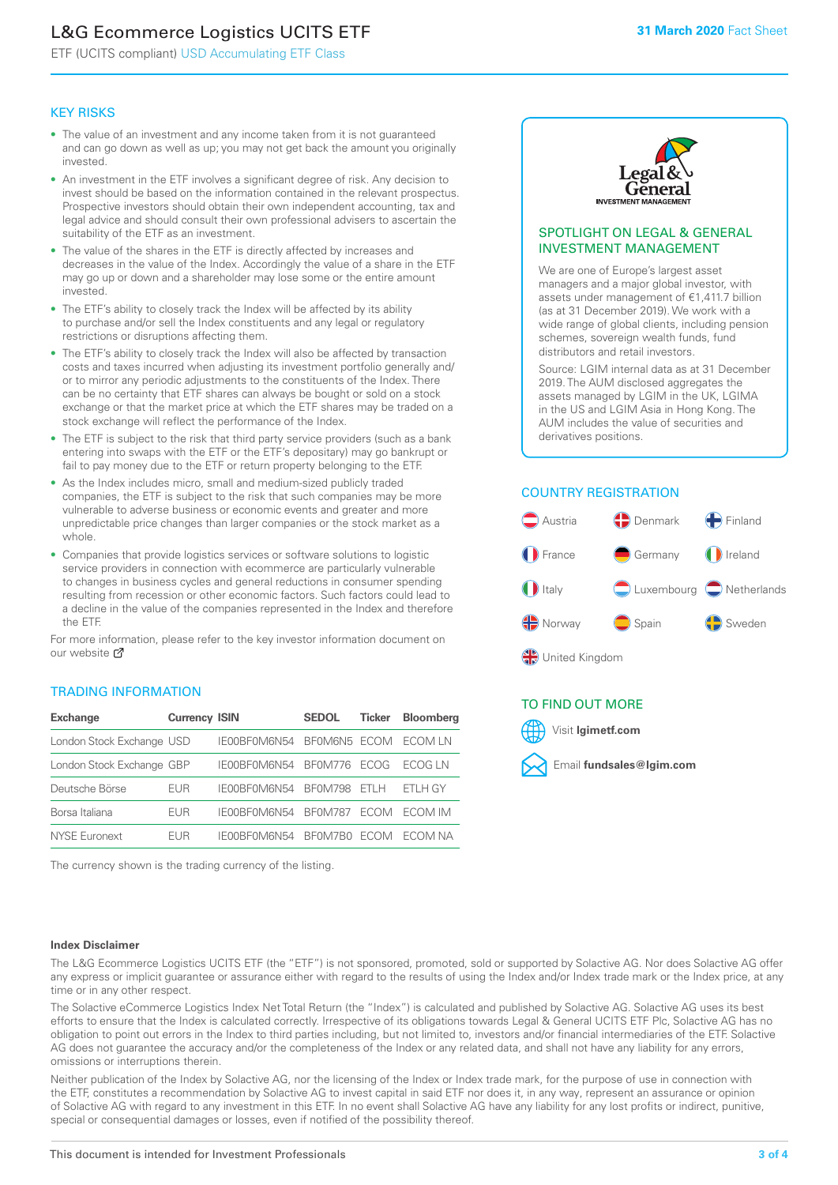# L&G Ecommerce Logistics UCITS ETF

ETF (UCITS compliant) USD Accumulating ETF Class

**31 March 2020** Fact Sheet

## KEY RISKS

- The value of an investment and any income taken from it is not guaranteed and can go down as well as up; you may not get back the amount you originally invested.
- An investment in the ETF involves a significant degree of risk. Any decision to invest should be based on the information contained in the relevant prospectus. Prospective investors should obtain their own independent accounting, tax and legal advice and should consult their own professional advisers to ascertain the suitability of the ETF as an investment.
- The value of the shares in the ETF is directly affected by increases and decreases in the value of the Index. Accordingly the value of a share in the ETF may go up or down and a shareholder may lose some or the entire amount invested.
- The ETF's ability to closely track the Index will be affected by its ability to purchase and/or sell the Index constituents and any legal or regulatory restrictions or disruptions affecting them.
- The ETF's ability to closely track the Index will also be affected by transaction costs and taxes incurred when adjusting its investment portfolio generally and/or to mirror any periodic adjustments to the constituents of the Index. There can be no certainty that ETF shares can always be bought or sold on a stock exchange or that the market price at which the ETF shares may be traded on a stock exchange will reflect the performance of the Index.
- The ETF is subject to the risk that third party service providers (such as a bank entering into swaps with the ETF or the ETF's depositary) may go bankrupt or fail to pay money due to the ETF or return property belonging to the ETF.
- As the Index includes micro, small and medium-sized publicly traded companies, the ETF is subject to the risk that such companies may be more vulnerable to adverse business or economic events and greater and more unpredictable price changes than larger companies or the stock market as a whole.
- Companies that provide logistics services or software solutions to logistic service providers in connection with ecommerce are particularly vulnerable to changes in business cycles and general reductions in consumer spending resulting from recession or other economic factors. Such factors could lead to a decline in the value of the companies represented in the Index and therefore the ETF.

For more information, please refer to the key investor information document on our website

## TRADING INFORMATION

| Exchange | Currency | ISIN | SEDOL | Ticker | Bloomberg |
|---|---|---|---|---|---|
| London Stock Exchange | USD | IE00BF0M6N54 | BF0M6N5 | ECOM | ECOM LN |
| London Stock Exchange | GBP | IE00BF0M6N54 | BF0M776 | ECOG | ECOG LN |
| Deutsche Börse | EUR | IE00BF0M6N54 | BF0M798 | ETLH | ETLH GY |
| Borsa Italiana | EUR | IE00BF0M6N54 | BF0M787 | ECOM | ECOM IM |
| NYSE Euronext | EUR | IE00BF0M6N54 | BF0M7B0 | ECOM | ECOM NA |

The currency shown is the trading currency of the listing.

## SPOTLIGHT ON LEGAL & GENERAL INVESTMENT MANAGEMENT

We are one of Europe's largest asset managers and a major global investor, with assets under management of €1,411.7 billion (as at 31 December 2019). We work with a wide range of global clients, including pension schemes, sovereign wealth funds, fund distributors and retail investors.

Source: LGIM internal data as at 31 December 2019. The AUM disclosed aggregates the assets managed by LGIM in the UK, LGIMA in the US and LGIM Asia in Hong Kong. The AUM includes the value of securities and derivatives positions.

## COUNTRY REGISTRATION

Austria, Denmark, Finland, France, Germany, Ireland, Italy, Luxembourg, Netherlands, Norway, Spain, Sweden, United Kingdom

## TO FIND OUT MORE

Visit **lgimetf.com**

Email **fundsales@lgim.com**

### Index Disclaimer

The L&G Ecommerce Logistics UCITS ETF (the "ETF") is not sponsored, promoted, sold or supported by Solactive AG. Nor does Solactive AG offer any express or implicit guarantee or assurance either with regard to the results of using the Index and/or Index trade mark or the Index price, at any time or in any other respect.

The Solactive eCommerce Logistics Index Net Total Return (the "Index") is calculated and published by Solactive AG. Solactive AG uses its best efforts to ensure that the Index is calculated correctly. Irrespective of its obligations towards Legal & General UCITS ETF Plc, Solactive AG has no obligation to point out errors in the Index to third parties including, but not limited to, investors and/or financial intermediaries of the ETF. Solactive AG does not guarantee the accuracy and/or the completeness of the Index or any related data, and shall not have any liability for any errors, omissions or interruptions therein.

Neither publication of the Index by Solactive AG, nor the licensing of the Index or Index trade mark, for the purpose of use in connection with the ETF, constitutes a recommendation by Solactive AG to invest capital in said ETF nor does it, in any way, represent an assurance or opinion of Solactive AG with regard to any investment in this ETF. In no event shall Solactive AG have any liability for any lost profits or indirect, punitive, special or consequential damages or losses, even if notified of the possibility thereof.

This document is intended for Investment Professionals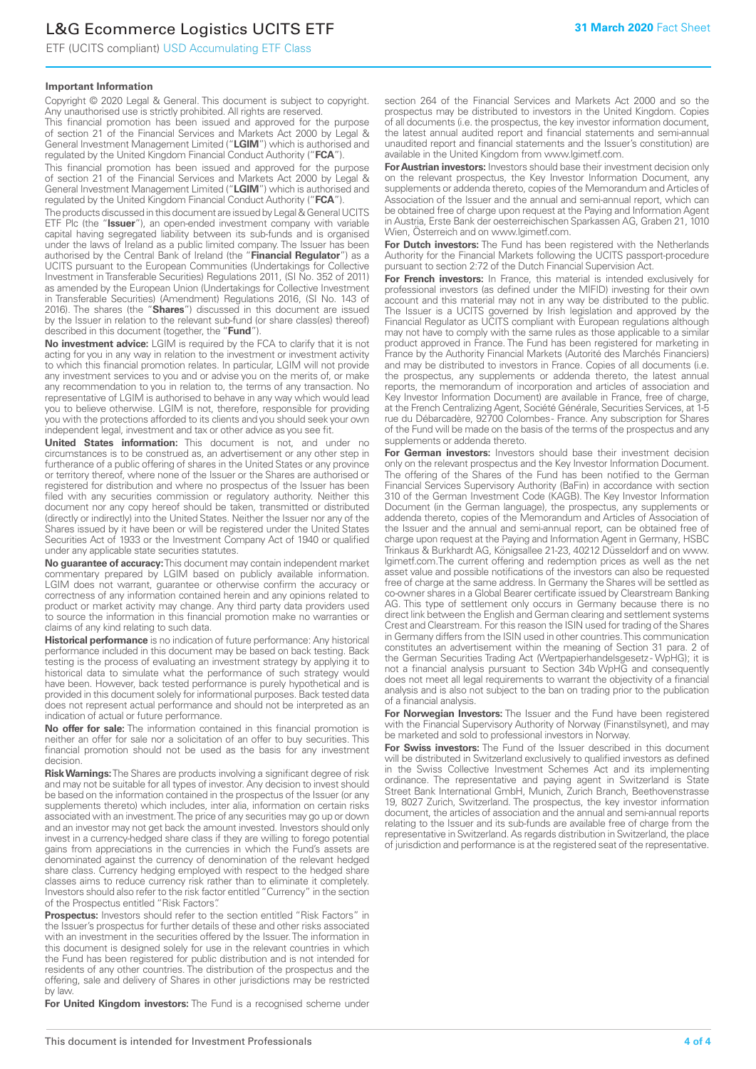## Important Information

Copyright © 2020 Legal & General. This document is subject to copyright. Any unauthorised use is strictly prohibited. All rights are reserved.

This financial promotion has been issued and approved for the purpose of section 21 of the Financial Services and Markets Act 2000 by Legal & General Investment Management Limited ("**LGIM**") which is authorised and regulated by the United Kingdom Financial Conduct Authority ("**FCA**").

This financial promotion has been issued and approved for the purpose of section 21 of the Financial Services and Markets Act 2000 by Legal & General Investment Management Limited ("**LGIM**") which is authorised and regulated by the United Kingdom Financial Conduct Authority ("**FCA**").

The products discussed in this document are issued by Legal & General UCITS ETF Plc (the "**Issuer**"), an open-ended investment company with variable capital having segregated liability between its sub-funds and is organised under the laws of Ireland as a public limited company. The Issuer has been authorised by the Central Bank of Ireland (the "**Financial Regulator**") as a UCITS pursuant to the European Communities (Undertakings for Collective Investment in Transferable Securities) Regulations 2011, (SI No. 352 of 2011) as amended by the European Union (Undertakings for Collective Investment in Transferable Securities) (Amendment) Regulations 2016, (SI No. 143 of 2016). The shares (the "**Shares**") discussed in this document are issued by the Issuer in relation to the relevant sub-fund (or share class(es) thereof) described in this document (together, the "**Fund**").

**No investment advice:** LGIM is required by the FCA to clarify that it is not acting for you in any way in relation to the investment or investment activity to which this financial promotion relates. In particular, LGIM will not provide any investment services to you and or advise you on the merits of, or make any recommendation to you in relation to, the terms of any transaction. No representative of LGIM is authorised to behave in any way which would lead you to believe otherwise. LGIM is not, therefore, responsible for providing you with the protections afforded to its clients and you should seek your own independent legal, investment and tax or other advice as you see fit.

**United States information:** This document is not, and under no circumstances is to be construed as, an advertisement or any other step in furtherance of a public offering of shares in the United States or any province or territory thereof, where none of the Issuer or the Shares are authorised or registered for distribution and where no prospectus of the Issuer has been filed with any securities commission or regulatory authority. Neither this document nor any copy hereof should be taken, transmitted or distributed (directly or indirectly) into the United States. Neither the Issuer nor any of the Shares issued by it have been or will be registered under the United States Securities Act of 1933 or the Investment Company Act of 1940 or qualified under any applicable state securities statutes.

**No guarantee of accuracy:** This document may contain independent market commentary prepared by LGIM based on publicly available information. LGIM does not warrant, guarantee or otherwise confirm the accuracy or correctness of any information contained herein and any opinions related to product or market activity may change. Any third party data providers used to source the information in this financial promotion make no warranties or claims of any kind relating to such data.

**Historical performance** is no indication of future performance: Any historical performance included in this document may be based on back testing. Back testing is the process of evaluating an investment strategy by applying it to historical data to simulate what the performance of such strategy would have been. However, back tested performance is purely hypothetical and is provided in this document solely for informational purposes. Back tested data does not represent actual performance and should not be interpreted as an indication of actual or future performance.

**No offer for sale:** The information contained in this financial promotion is neither an offer for sale nor a solicitation of an offer to buy securities. This financial promotion should not be used as the basis for any investment decision.

**Risk Warnings:** The Shares are products involving a significant degree of risk and may not be suitable for all types of investor. Any decision to invest should be based on the information contained in the prospectus of the Issuer (or any supplements thereto) which includes, inter alia, information on certain risks associated with an investment. The price of any securities may go up or down and an investor may not get back the amount invested. Investors should only invest in a currency-hedged share class if they are willing to forego potential gains from appreciations in the currencies in which the Fund's assets are denominated against the currency of denomination of the relevant hedged share class. Currency hedging employed with respect to the hedged share classes aims to reduce currency risk rather than to eliminate it completely. Investors should also refer to the risk factor entitled "Currency" in the section of the Prospectus entitled "Risk Factors".

**Prospectus:** Investors should refer to the section entitled "Risk Factors" in the Issuer's prospectus for further details of these and other risks associated with an investment in the securities offered by the Issuer. The information in this document is designed solely for use in the relevant countries in which the Fund has been registered for public distribution and is not intended for residents of any other countries. The distribution of the prospectus and the offering, sale and delivery of Shares in other jurisdictions may be restricted by law.

**For United Kingdom investors:** The Fund is a recognised scheme under section 264 of the Financial Services and Markets Act 2000 and so the prospectus may be distributed to investors in the United Kingdom. Copies of all documents (i.e. the prospectus, the key investor information document, the latest annual audited report and financial statements and semi-annual unaudited report and financial statements and the Issuer's constitution) are available in the United Kingdom from www.lgimetf.com.

**For Austrian investors:** Investors should base their investment decision only on the relevant prospectus, the Key Investor Information Document, any supplements or addenda thereto, copies of the Memorandum and Articles of Association of the Issuer and the annual and semi-annual report, which can be obtained free of charge upon request at the Paying and Information Agent in Austria, Erste Bank der oesterreichischen Sparkassen AG, Graben 21, 1010 Wien, Österreich and on www.lgimetf.com.

**For Dutch investors:** The Fund has been registered with the Netherlands Authority for the Financial Markets following the UCITS passport-procedure pursuant to section 2:72 of the Dutch Financial Supervision Act.

**For French investors:** In France, this material is intended exclusively for professional investors (as defined under the MIFID) investing for their own account and this material may not in any way be distributed to the public. The Issuer is a UCITS governed by Irish legislation and approved by the Financial Regulator as UCITS compliant with European regulations although may not have to comply with the same rules as those applicable to a similar product approved in France. The Fund has been registered for marketing in France by the Authority Financial Markets (Autorité des Marchés Financiers) and may be distributed to investors in France. Copies of all documents (i.e. the prospectus, any supplements or addenda thereto, the latest annual reports, the memorandum of incorporation and articles of association and Key Investor Information Document) are available in France, free of charge, at the French Centralizing Agent, Société Générale, Securities Services, at 1-5 rue du Débarcadère, 92700 Colombes - France. Any subscription for Shares of the Fund will be made on the basis of the terms of the prospectus and any supplements or addenda thereto.

**For German investors:** Investors should base their investment decision only on the relevant prospectus and the Key Investor Information Document. The offering of the Shares of the Fund has been notified to the German Financial Services Supervisory Authority (BaFin) in accordance with section 310 of the German Investment Code (KAGB). The Key Investor Information Document (in the German language), the prospectus, any supplements or addenda thereto, copies of the Memorandum and Articles of Association of the Issuer and the annual and semi-annual report, can be obtained free of charge upon request at the Paying and Information Agent in Germany, HSBC Trinkaus & Burkhardt AG, Königsallee 21-23, 40212 Düsseldorf and on www.lgimetf.com.The current offering and redemption prices as well as the net asset value and possible notifications of the investors can also be requested free of charge at the same address. In Germany the Shares will be settled as co-owner shares in a Global Bearer certificate issued by Clearstream Banking AG. This type of settlement only occurs in Germany because there is no direct link between the English and German clearing and settlement systems Crest and Clearstream. For this reason the ISIN used for trading of the Shares in Germany differs from the ISIN used in other countries. This communication constitutes an advertisement within the meaning of Section 31 para. 2 of the German Securities Trading Act (Wertpapierhandelsgesetz - WpHG); it is not a financial analysis pursuant to Section 34b WpHG and consequently does not meet all legal requirements to warrant the objectivity of a financial analysis and is also not subject to the ban on trading prior to the publication of a financial analysis.

**For Norwegian Investors:** The Issuer and the Fund have been registered with the Financial Supervisory Authority of Norway (Finanstilsynet), and may be marketed and sold to professional investors in Norway.

**For Swiss investors:** The Fund of the Issuer described in this document will be distributed in Switzerland exclusively to qualified investors as defined in the Swiss Collective Investment Schemes Act and its implementing ordinance. The representative and paying agent in Switzerland is State Street Bank International GmbH, Munich, Zurich Branch, Beethovenstrasse 19, 8027 Zurich, Switzerland. The prospectus, the key investor information document, the articles of association and the annual and semi-annual reports relating to the Issuer and its sub-funds are available free of charge from the representative in Switzerland. As regards distribution in Switzerland, the place of jurisdiction and performance is at the registered seat of the representative.

This document is intended for Investment Professionals